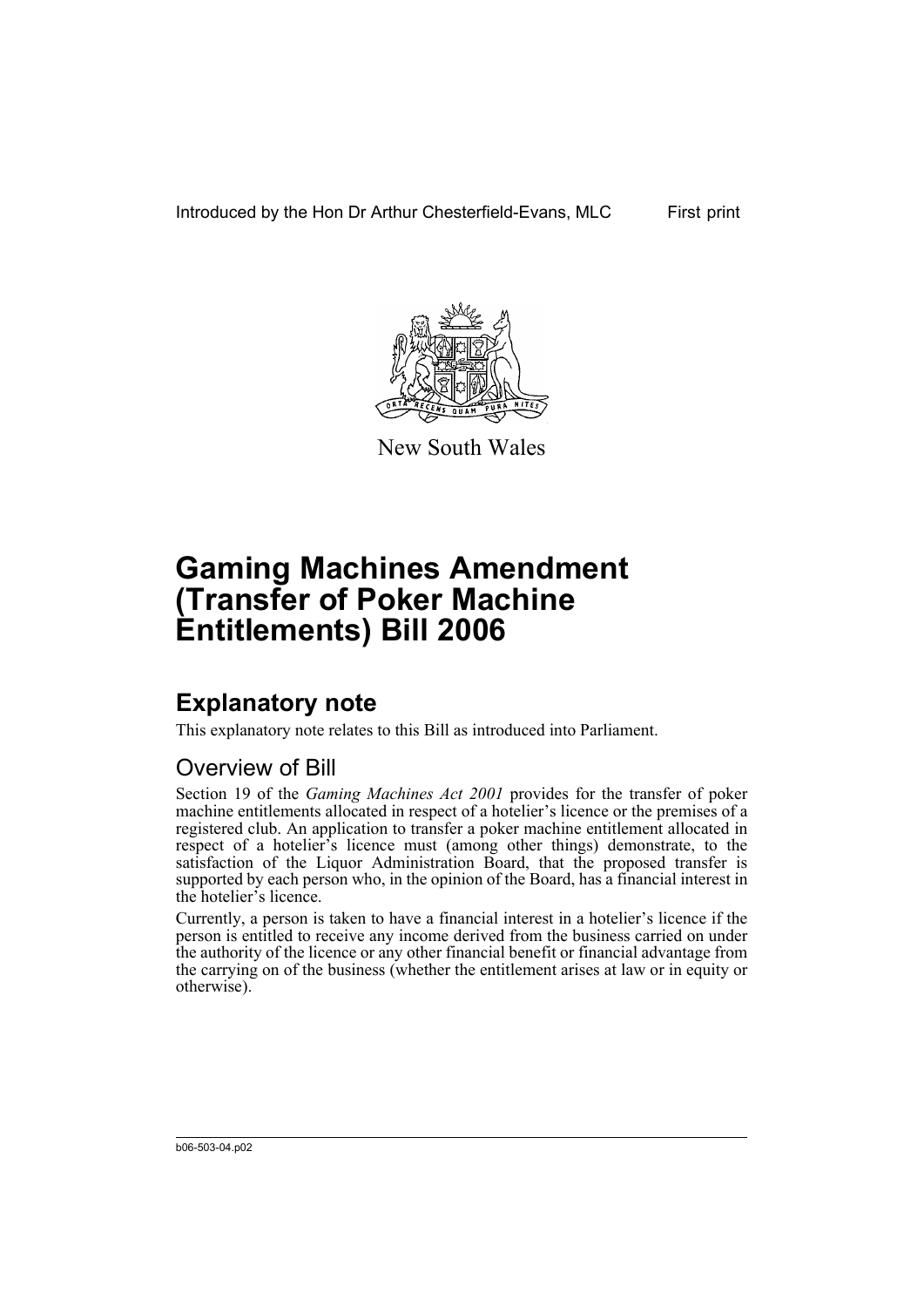Introduced by the Hon Dr Arthur Chesterfield-Evans, MLC First print

New South Wales

# Gaming Machines Amendment (Transfer of Poker Machine Entitlements) Bill 2006

## Explanatory note

This explanatory note relates to this Bill as introduced into Parliament.

### Overview of Bill

Section 19 of the *Gaming Machines Act 2001* provides for the transfer of poker machine entitlements allocated in respect of a hotelier's licence or the premises of a registered club. An application to transfer a poker machine entitlement allocated in respect of a hotelier's licence must (among other things) demonstrate, to the satisfaction of the Liquor Administration Board, that the proposed transfer is supported by each person who, in the opinion of the Board, has a financial interest in the hotelier's licence.

Currently, a person is taken to have a financial interest in a hotelier's licence if the person is entitled to receive any income derived from the business carried on under the authority of the licence or any other financial benefit or financial advantage from the carrying on of the business (whether the entitlement arises at law or in equity or otherwise).

b06-503-04.p02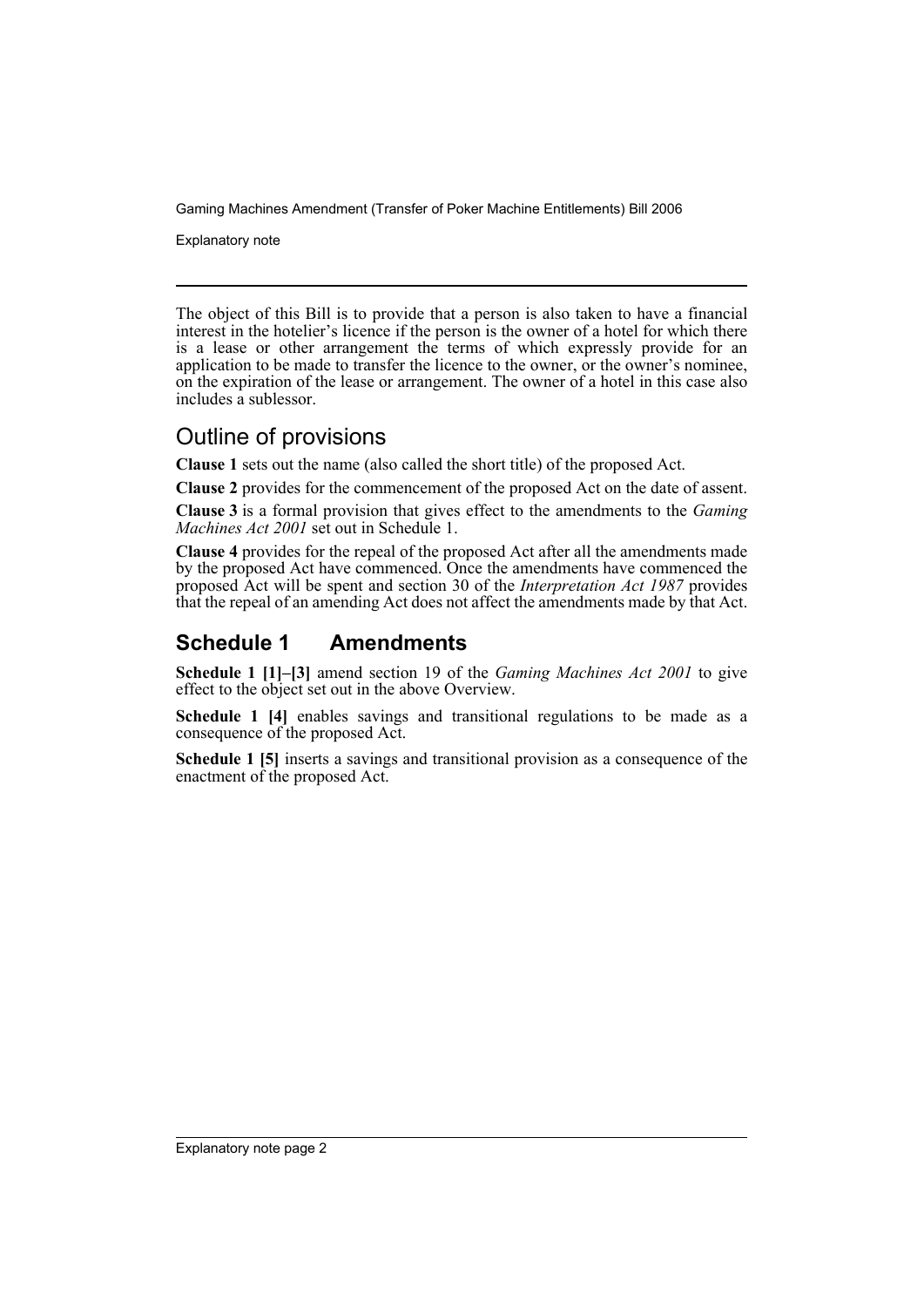The object of this Bill is to provide that a person is also taken to have a financial interest in the hotelier's licence if the person is the owner of a hotel for which there is a lease or other arrangement the terms of which expressly provide for an application to be made to transfer the licence to the owner, or the owner's nominee, on the expiration of the lease or arrangement. The owner of a hotel in this case also includes a sublessor.

## Outline of provisions

**Clause 1** sets out the name (also called the short title) of the proposed Act.

**Clause 2** provides for the commencement of the proposed Act on the date of assent.

**Clause 3** is a formal provision that gives effect to the amendments to the *Gaming Machines Act 2001* set out in Schedule 1.

**Clause 4** provides for the repeal of the proposed Act after all the amendments made by the proposed Act have commenced. Once the amendments have commenced the proposed Act will be spent and section 30 of the *Interpretation Act 1987* provides that the repeal of an amending Act does not affect the amendments made by that Act.

## Schedule 1 Amendments

**Schedule 1 [1]–[3]** amend section 19 of the *Gaming Machines Act 2001* to give effect to the object set out in the above Overview.

**Schedule 1 [4]** enables savings and transitional regulations to be made as a consequence of the proposed Act.

**Schedule 1 [5]** inserts a savings and transitional provision as a consequence of the enactment of the proposed Act.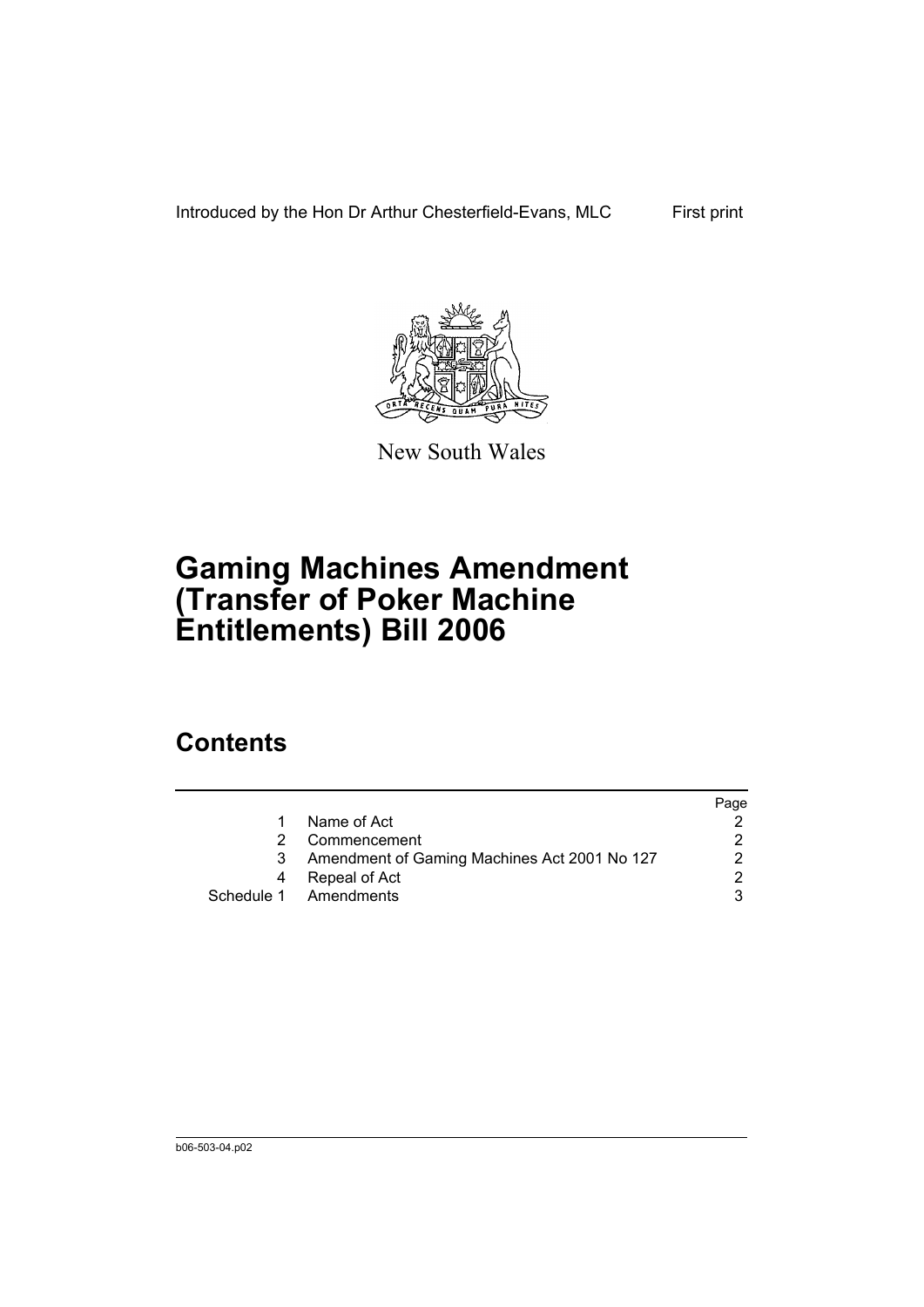Introduced by the Hon Dr Arthur Chesterfield-Evans, MLC First print

New South Wales

# Gaming Machines Amendment (Transfer of Poker Machine Entitlements) Bill 2006

## Contents

| | | Page |
|---|---|---|
| 1 | Name of Act | 2 |
| 2 | Commencement | 2 |
| 3 | Amendment of Gaming Machines Act 2001 No 127 | 2 |
| 4 | Repeal of Act | 2 |
| Schedule 1 | Amendments | 3 |

b06-503-04.p02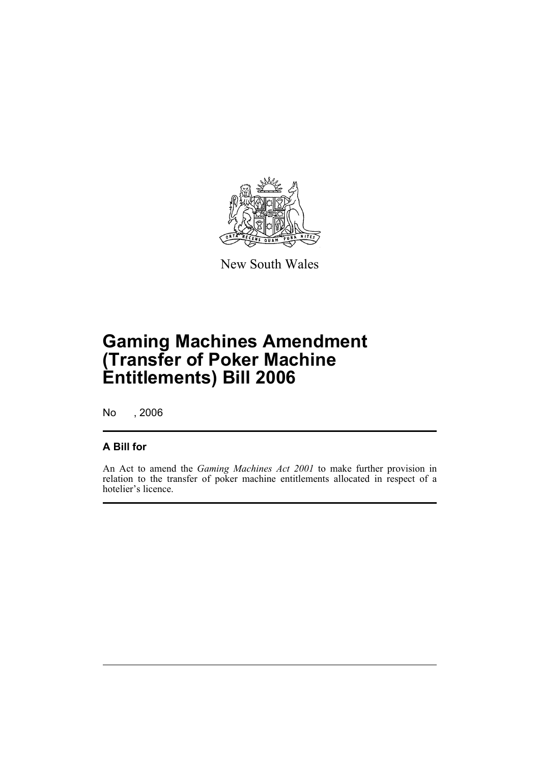New South Wales

# Gaming Machines Amendment (Transfer of Poker Machine Entitlements) Bill 2006

No , 2006

## A Bill for

An Act to amend the *Gaming Machines Act 2001* to make further provision in relation to the transfer of poker machine entitlements allocated in respect of a hotelier's licence.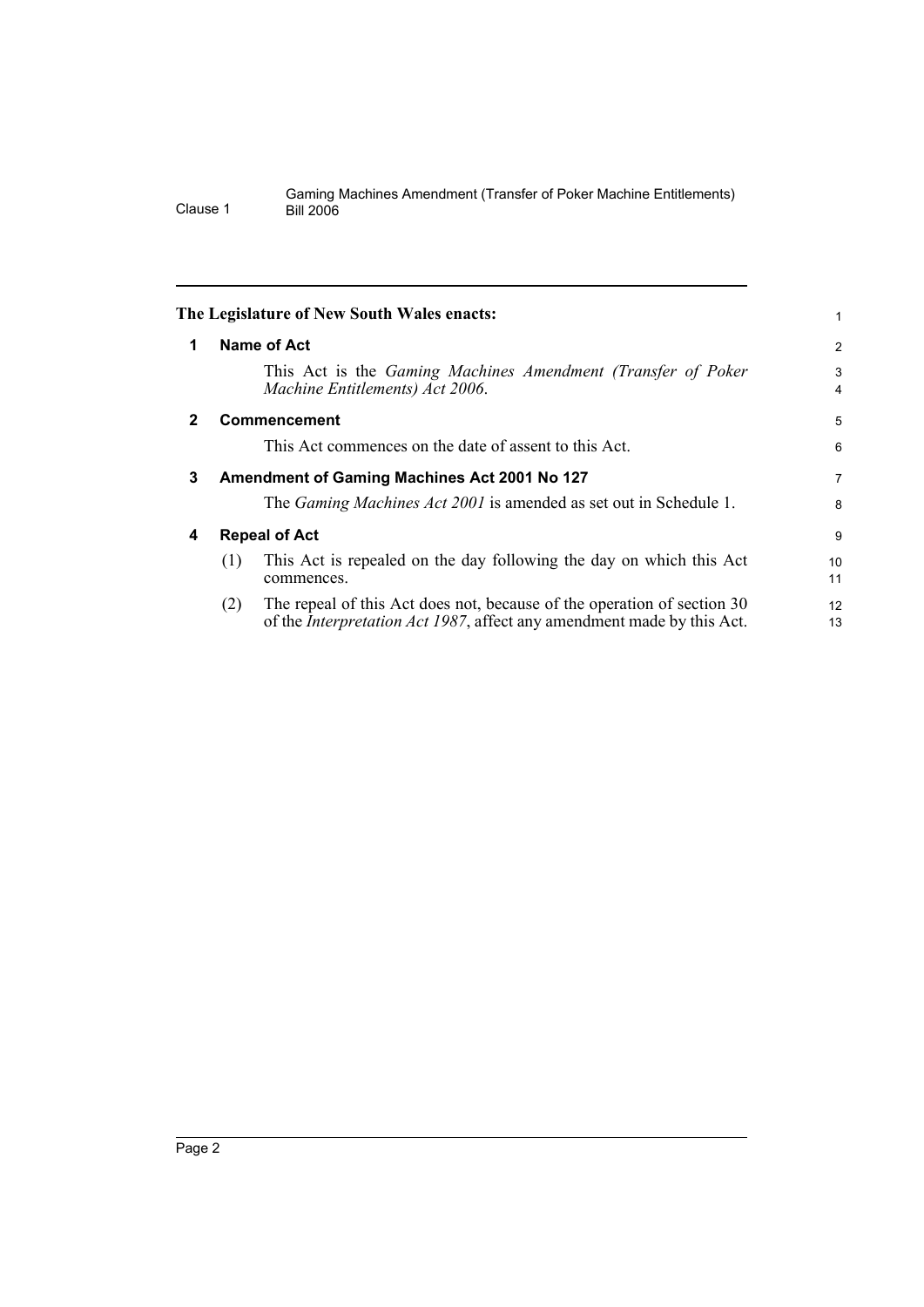**The Legislature of New South Wales enacts:**

## 1 Name of Act

This Act is the *Gaming Machines Amendment (Transfer of Poker Machine Entitlements) Act 2006*.

## 2 Commencement

This Act commences on the date of assent to this Act.

## 3 Amendment of Gaming Machines Act 2001 No 127

The *Gaming Machines Act 2001* is amended as set out in Schedule 1.

## 4 Repeal of Act

(1) This Act is repealed on the day following the day on which this Act commences.

(2) The repeal of this Act does not, because of the operation of section 30 of the *Interpretation Act 1987*, affect any amendment made by this Act.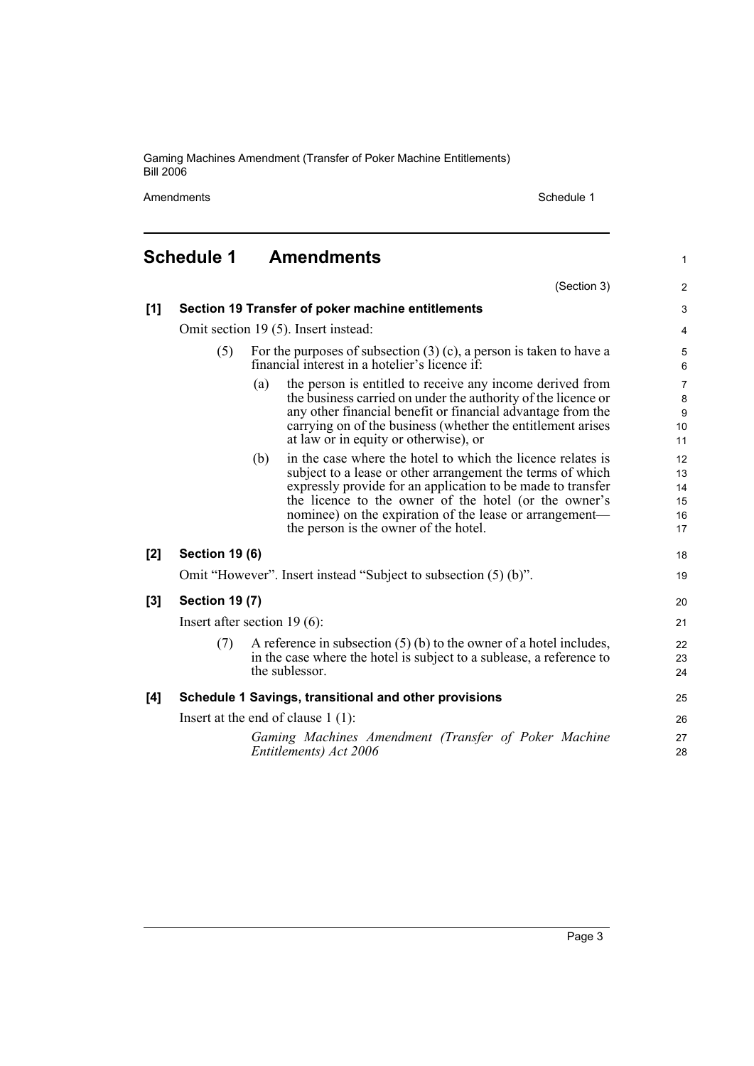# Schedule 1 Amendments

(Section 3)

**[1] Section 19 Transfer of poker machine entitlements**

Omit section 19 (5). Insert instead:

(5) For the purposes of subsection (3) (c), a person is taken to have a financial interest in a hotelier's licence if:

(a) the person is entitled to receive any income derived from the business carried on under the authority of the licence or any other financial benefit or financial advantage from the carrying on of the business (whether the entitlement arises at law or in equity or otherwise), or

(b) in the case where the hotel to which the licence relates is subject to a lease or other arrangement the terms of which expressly provide for an application to be made to transfer the licence to the owner of the hotel (or the owner's nominee) on the expiration of the lease or arrangement—the person is the owner of the hotel.

**[2] Section 19 (6)**

Omit "However". Insert instead "Subject to subsection (5) (b)".

**[3] Section 19 (7)**

Insert after section 19 (6):

(7) A reference in subsection (5) (b) to the owner of a hotel includes, in the case where the hotel is subject to a sublease, a reference to the sublessor.

**[4] Schedule 1 Savings, transitional and other provisions**

Insert at the end of clause 1 (1):

*Gaming Machines Amendment (Transfer of Poker Machine Entitlements) Act 2006*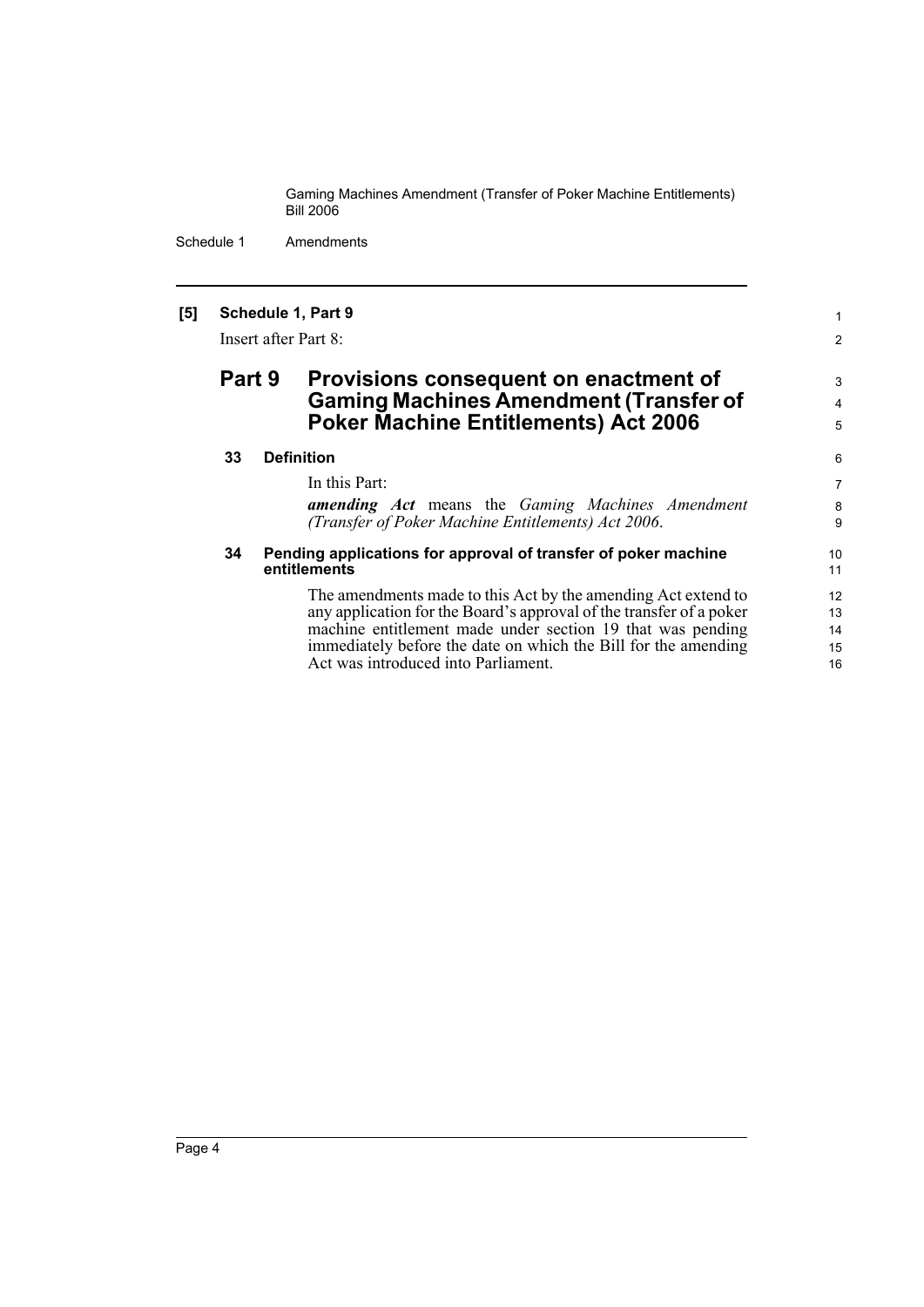**[5] Schedule 1, Part 9**

Insert after Part 8:

## Part 9 Provisions consequent on enactment of Gaming Machines Amendment (Transfer of Poker Machine Entitlements) Act 2006

### 33 Definition

In this Part:

***amending Act*** means the *Gaming Machines Amendment (Transfer of Poker Machine Entitlements) Act 2006*.

### 34 Pending applications for approval of transfer of poker machine entitlements

The amendments made to this Act by the amending Act extend to any application for the Board's approval of the transfer of a poker machine entitlement made under section 19 that was pending immediately before the date on which the Bill for the amending Act was introduced into Parliament.